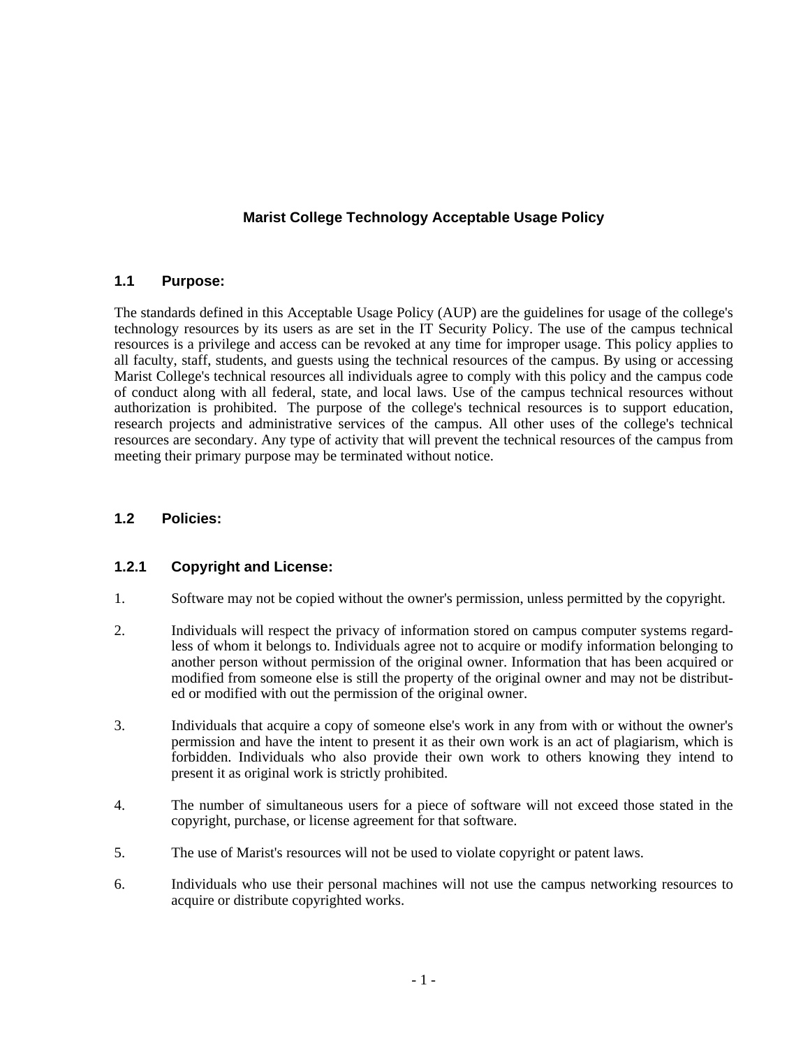# Marist College Technology Acceptable Usage Policy

## 1.1 Purpose:

The standards defined in this Acceptable Usage Policy (AUP) are the guidelines for usage of the college's technology resources by its users as are set in the IT Security Policy. The use of the campus technical resources is a privilege and access can be revoked at any time for improper usage. This policy applies to all faculty, staff, students, and guests using the technical resources of the campus. By using or accessing Marist College's technical resources all individuals agree to comply with this policy and the campus code of conduct along with all federal, state, and local laws. Use of the campus technical resources without authorization is prohibited. The purpose of the college's technical resources is to support education, research projects and administrative services of the campus. All other uses of the college's technical resources are secondary. Any type of activity that will prevent the technical resources of the campus from meeting their primary purpose may be terminated without notice.

## 1.2 Policies:

### 1.2.1 Copyright and License:

1. Software may not be copied without the owner's permission, unless permitted by the copyright.

2. Individuals will respect the privacy of information stored on campus computer systems regardless of whom it belongs to. Individuals agree not to acquire or modify information belonging to another person without permission of the original owner. Information that has been acquired or modified from someone else is still the property of the original owner and may not be distributed or modified with out the permission of the original owner.

3. Individuals that acquire a copy of someone else's work in any from with or without the owner's permission and have the intent to present it as their own work is an act of plagiarism, which is forbidden. Individuals who also provide their own work to others knowing they intend to present it as original work is strictly prohibited.

4. The number of simultaneous users for a piece of software will not exceed those stated in the copyright, purchase, or license agreement for that software.

5. The use of Marist's resources will not be used to violate copyright or patent laws.

6. Individuals who use their personal machines will not use the campus networking resources to acquire or distribute copyrighted works.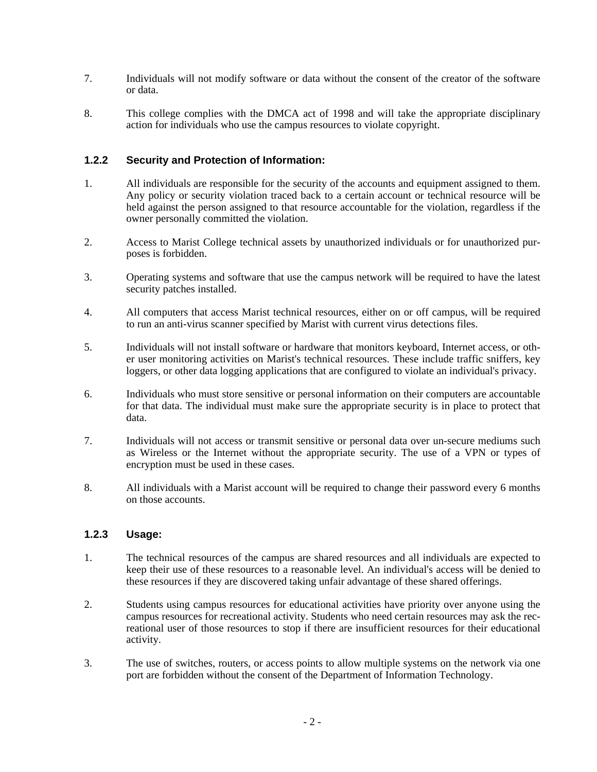7. Individuals will not modify software or data without the consent of the creator of the software or data.

8. This college complies with the DMCA act of 1998 and will take the appropriate disciplinary action for individuals who use the campus resources to violate copyright.

### 1.2.2 Security and Protection of Information:

1. All individuals are responsible for the security of the accounts and equipment assigned to them. Any policy or security violation traced back to a certain account or technical resource will be held against the person assigned to that resource accountable for the violation, regardless if the owner personally committed the violation.

2. Access to Marist College technical assets by unauthorized individuals or for unauthorized purposes is forbidden.

3. Operating systems and software that use the campus network will be required to have the latest security patches installed.

4. All computers that access Marist technical resources, either on or off campus, will be required to run an anti-virus scanner specified by Marist with current virus detections files.

5. Individuals will not install software or hardware that monitors keyboard, Internet access, or other user monitoring activities on Marist's technical resources. These include traffic sniffers, key loggers, or other data logging applications that are configured to violate an individual's privacy.

6. Individuals who must store sensitive or personal information on their computers are accountable for that data. The individual must make sure the appropriate security is in place to protect that data.

7. Individuals will not access or transmit sensitive or personal data over un-secure mediums such as Wireless or the Internet without the appropriate security. The use of a VPN or types of encryption must be used in these cases.

8. All individuals with a Marist account will be required to change their password every 6 months on those accounts.

### 1.2.3 Usage:

1. The technical resources of the campus are shared resources and all individuals are expected to keep their use of these resources to a reasonable level. An individual's access will be denied to these resources if they are discovered taking unfair advantage of these shared offerings.

2. Students using campus resources for educational activities have priority over anyone using the campus resources for recreational activity. Students who need certain resources may ask the recreational user of those resources to stop if there are insufficient resources for their educational activity.

3. The use of switches, routers, or access points to allow multiple systems on the network via one port are forbidden without the consent of the Department of Information Technology.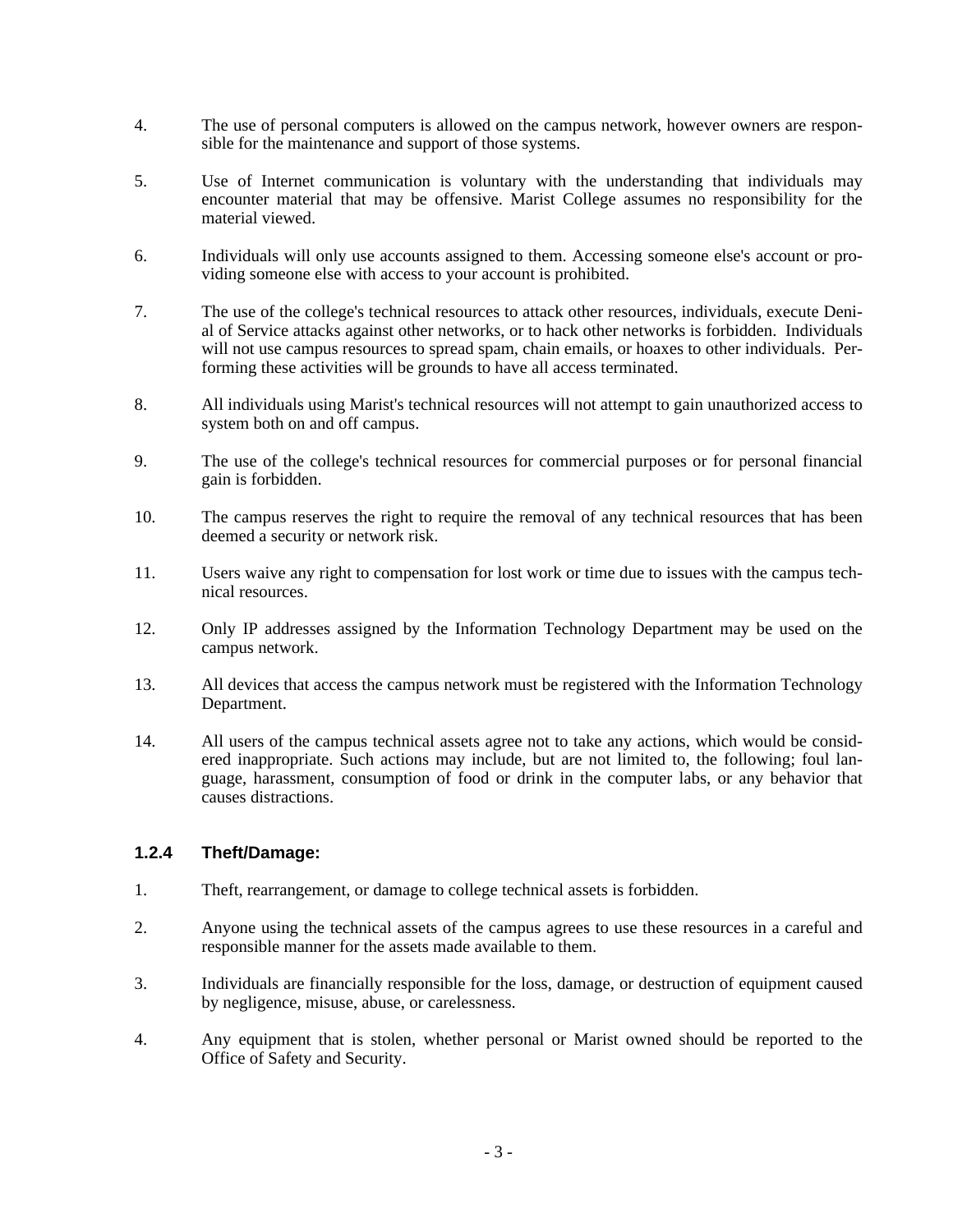4. The use of personal computers is allowed on the campus network, however owners are responsible for the maintenance and support of those systems.

5. Use of Internet communication is voluntary with the understanding that individuals may encounter material that may be offensive. Marist College assumes no responsibility for the material viewed.

6. Individuals will only use accounts assigned to them. Accessing someone else's account or providing someone else with access to your account is prohibited.

7. The use of the college's technical resources to attack other resources, individuals, execute Denial of Service attacks against other networks, or to hack other networks is forbidden. Individuals will not use campus resources to spread spam, chain emails, or hoaxes to other individuals. Performing these activities will be grounds to have all access terminated.

8. All individuals using Marist's technical resources will not attempt to gain unauthorized access to system both on and off campus.

9. The use of the college's technical resources for commercial purposes or for personal financial gain is forbidden.

10. The campus reserves the right to require the removal of any technical resources that has been deemed a security or network risk.

11. Users waive any right to compensation for lost work or time due to issues with the campus technical resources.

12. Only IP addresses assigned by the Information Technology Department may be used on the campus network.

13. All devices that access the campus network must be registered with the Information Technology Department.

14. All users of the campus technical assets agree not to take any actions, which would be considered inappropriate. Such actions may include, but are not limited to, the following; foul language, harassment, consumption of food or drink in the computer labs, or any behavior that causes distractions.

### 1.2.4 Theft/Damage:

1. Theft, rearrangement, or damage to college technical assets is forbidden.

2. Anyone using the technical assets of the campus agrees to use these resources in a careful and responsible manner for the assets made available to them.

3. Individuals are financially responsible for the loss, damage, or destruction of equipment caused by negligence, misuse, abuse, or carelessness.

4. Any equipment that is stolen, whether personal or Marist owned should be reported to the Office of Safety and Security.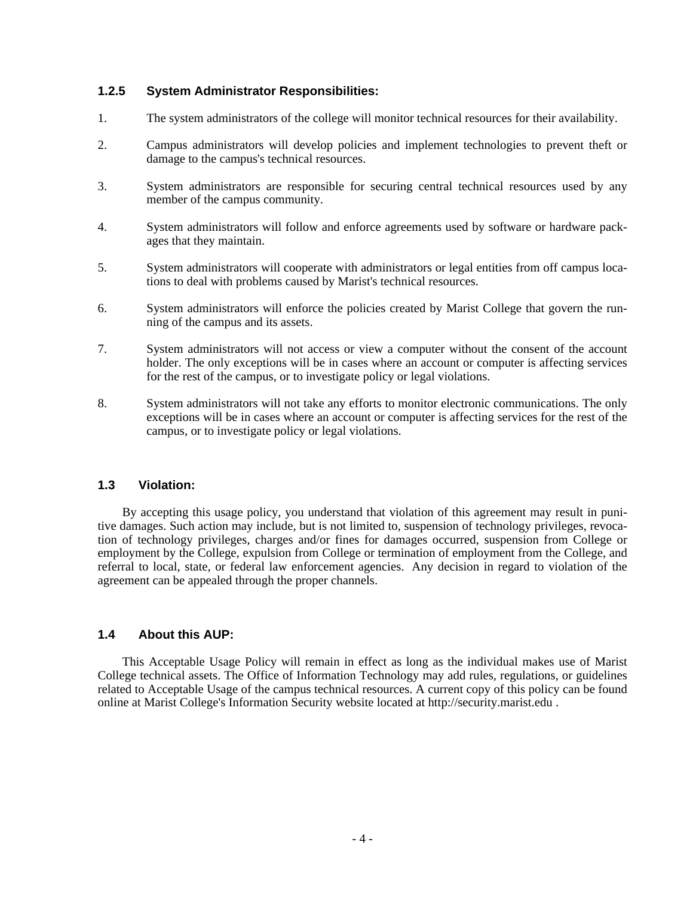### 1.2.5 System Administrator Responsibilities:

1. The system administrators of the college will monitor technical resources for their availability.

2. Campus administrators will develop policies and implement technologies to prevent theft or damage to the campus's technical resources.

3. System administrators are responsible for securing central technical resources used by any member of the campus community.

4. System administrators will follow and enforce agreements used by software or hardware packages that they maintain.

5. System administrators will cooperate with administrators or legal entities from off campus locations to deal with problems caused by Marist's technical resources.

6. System administrators will enforce the policies created by Marist College that govern the running of the campus and its assets.

7. System administrators will not access or view a computer without the consent of the account holder. The only exceptions will be in cases where an account or computer is affecting services for the rest of the campus, or to investigate policy or legal violations.

8. System administrators will not take any efforts to monitor electronic communications. The only exceptions will be in cases where an account or computer is affecting services for the rest of the campus, or to investigate policy or legal violations.

## 1.3 Violation:

By accepting this usage policy, you understand that violation of this agreement may result in punitive damages. Such action may include, but is not limited to, suspension of technology privileges, revocation of technology privileges, charges and/or fines for damages occurred, suspension from College or employment by the College, expulsion from College or termination of employment from the College, and referral to local, state, or federal law enforcement agencies. Any decision in regard to violation of the agreement can be appealed through the proper channels.

## 1.4 About this AUP:

This Acceptable Usage Policy will remain in effect as long as the individual makes use of Marist College technical assets. The Office of Information Technology may add rules, regulations, or guidelines related to Acceptable Usage of the campus technical resources. A current copy of this policy can be found online at Marist College's Information Security website located at http://security.marist.edu .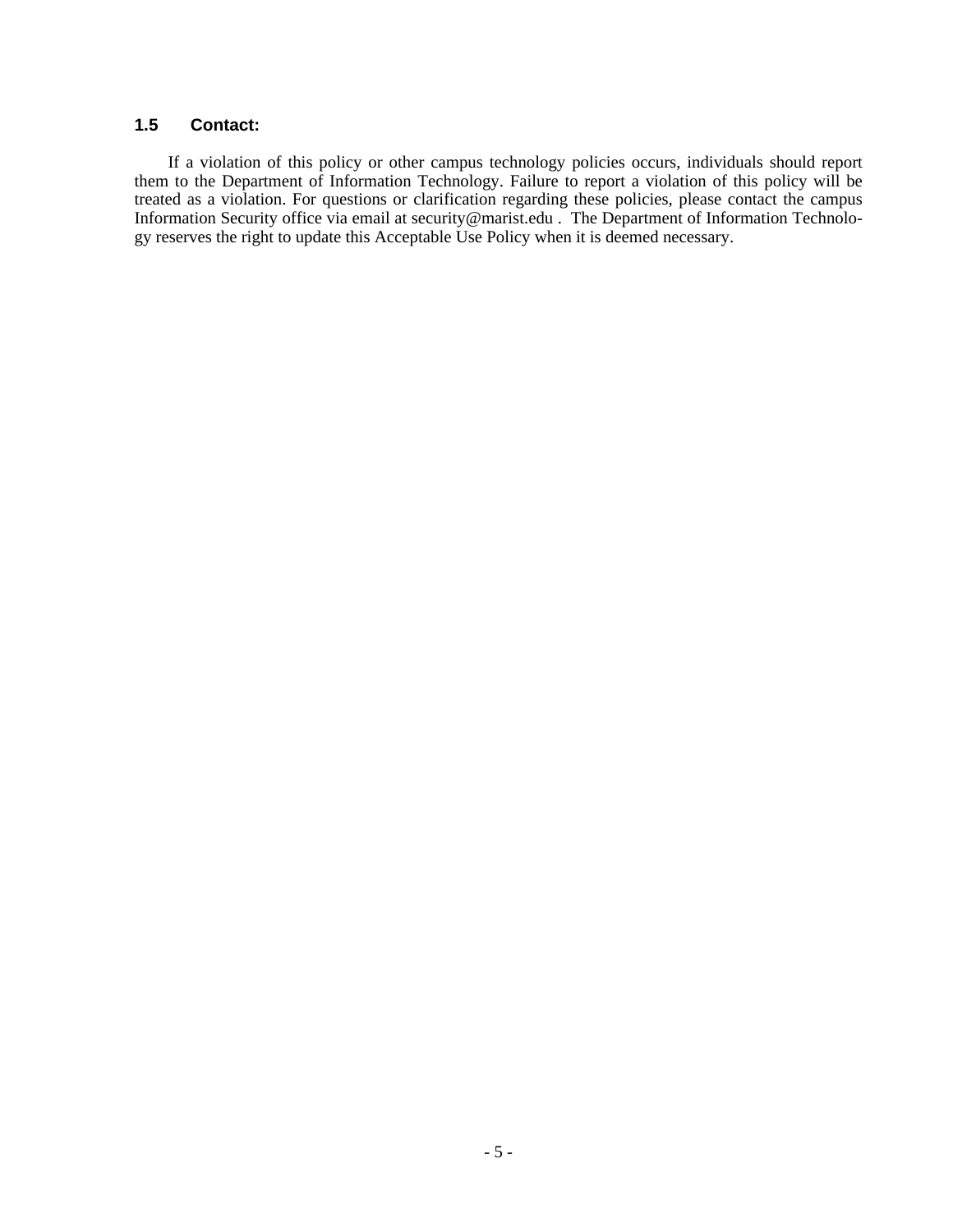### 1.5 Contact:

If a violation of this policy or other campus technology policies occurs, individuals should report them to the Department of Information Technology. Failure to report a violation of this policy will be treated as a violation. For questions or clarification regarding these policies, please contact the campus Information Security office via email at security@marist.edu . The Department of Information Technology reserves the right to update this Acceptable Use Policy when it is deemed necessary.